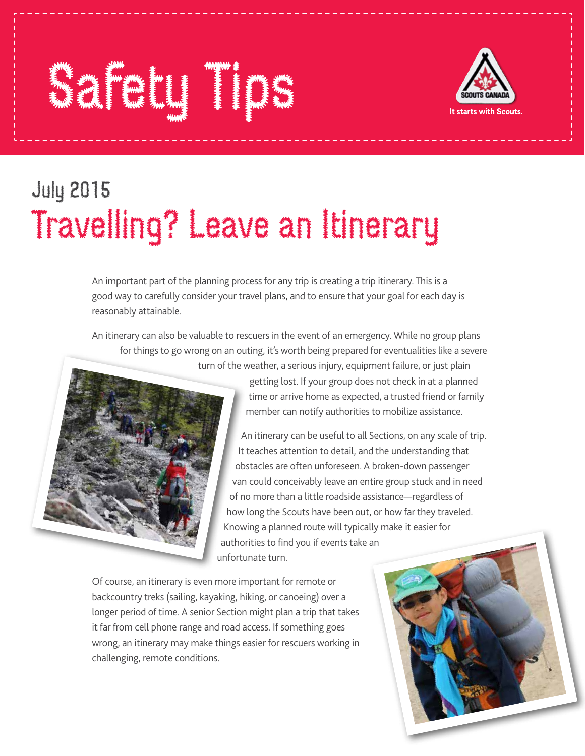# Safety Tips

Scouts Canada
It starts with Scouts.

## July 2015

# Travelling? Leave an Itinerary

An important part of the planning process for any trip is creating a trip itinerary. This is a good way to carefully consider your travel plans, and to ensure that your goal for each day is reasonably attainable.

An itinerary can also be valuable to rescuers in the event of an emergency. While no group plans for things to go wrong on an outing, it's worth being prepared for eventualities like a severe turn of the weather, a serious injury, equipment failure, or just plain getting lost. If your group does not check in at a planned time or arrive home as expected, a trusted friend or family member can notify authorities to mobilize assistance.

An itinerary can be useful to all Sections, on any scale of trip. It teaches attention to detail, and the understanding that obstacles are often unforeseen. A broken-down passenger van could conceivably leave an entire group stuck and in need of no more than a little roadside assistance—regardless of how long the Scouts have been out, or how far they traveled. Knowing a planned route will typically make it easier for authorities to find you if events take an unfortunate turn.

Of course, an itinerary is even more important for remote or backcountry treks (sailing, kayaking, hiking, or canoeing) over a longer period of time. A senior Section might plan a trip that takes it far from cell phone range and road access. If something goes wrong, an itinerary may make things easier for rescuers working in challenging, remote conditions.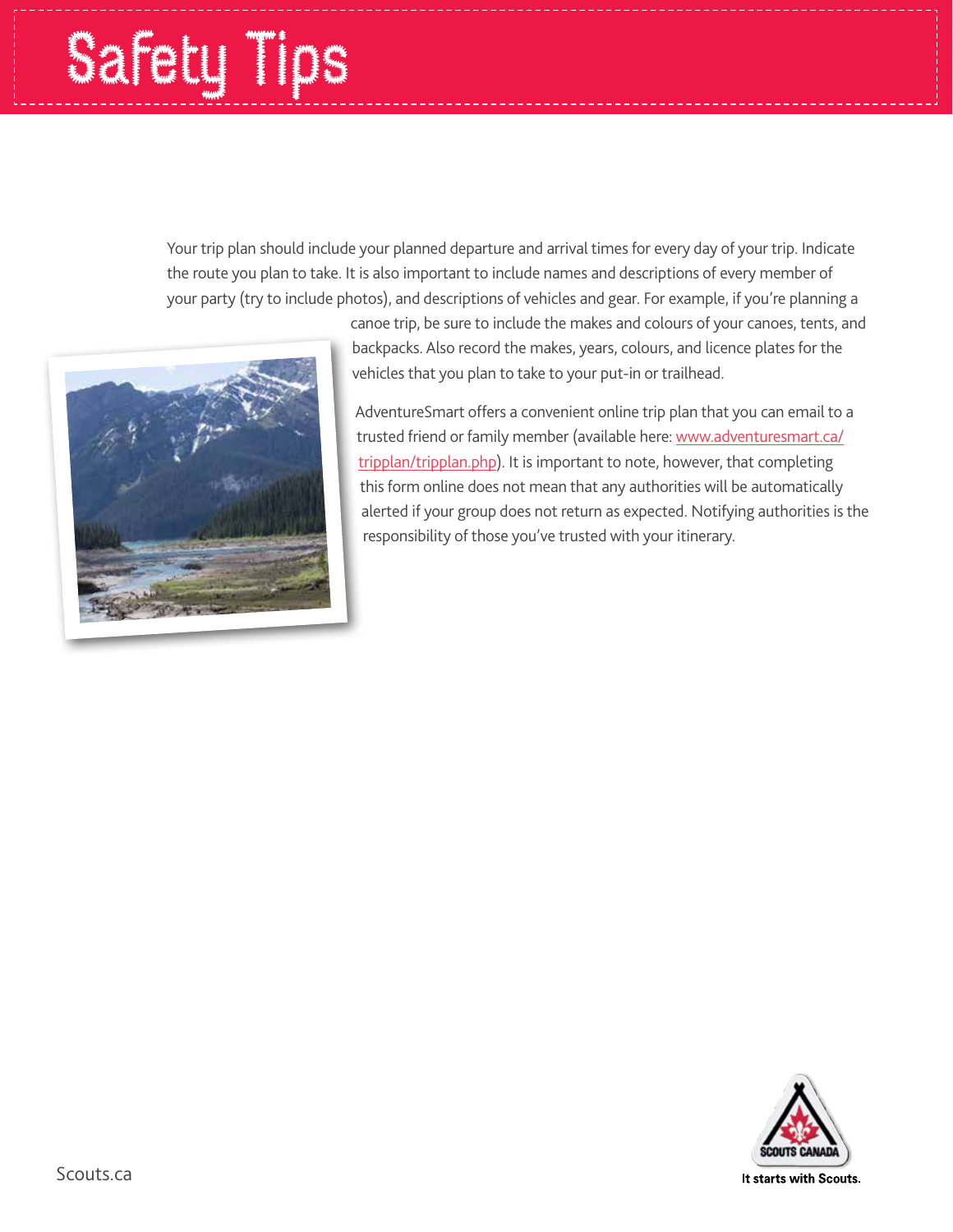# Safety Tips

Your trip plan should include your planned departure and arrival times for every day of your trip. Indicate the route you plan to take. It is also important to include names and descriptions of every member of your party (try to include photos), and descriptions of vehicles and gear. For example, if you're planning a canoe trip, be sure to include the makes and colours of your canoes, tents, and backpacks. Also record the makes, years, colours, and licence plates for the vehicles that you plan to take to your put-in or trailhead.

AdventureSmart offers a convenient online trip plan that you can email to a trusted friend or family member (available here: www.adventuresmart.ca/tripplan/tripplan.php). It is important to note, however, that completing this form online does not mean that any authorities will be automatically alerted if your group does not return as expected. Notifying authorities is the responsibility of those you've trusted with your itinerary.

Scouts.ca

It starts with Scouts.